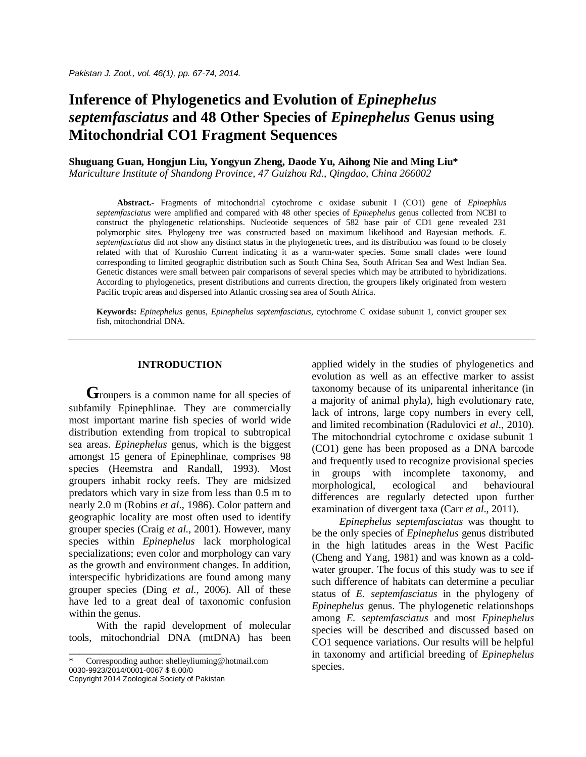# Inference of Phylogenetics and Evolution of *Epinephelus septemfasciatus* and 48 Other Species of *Epinephelus* Genus using Mitochondrial CO1 Fragment Sequences

**Shuguang Guan, Hongjun Liu, Yongyun Zheng, Daode Yu, Aihong Nie and Ming Liu***

*Mariculture Institute of Shandong Province, 47 Guizhou Rd., Qingdao, China 266002*

**Abstract.-** Fragments of mitochondrial cytochrome c oxidase subunit I (CO1) gene of *Epinephlus septemfasciatus* were amplified and compared with 48 other species of *Epinephelus* genus collected from NCBI to construct the phylogenetic relationships. Nucleotide sequences of 582 base pair of CD1 gene revealed 231 polymorphic sites. Phylogeny tree was constructed based on maximum likelihood and Bayesian methods. *E. septemfasciatus* did not show any distinct status in the phylogenetic trees, and its distribution was found to be closely related with that of Kuroshio Current indicating it as a warm-water species. Some small clades were found corresponding to limited geographic distribution such as South China Sea, South African Sea and West Indian Sea. Genetic distances were small between pair comparisons of several species which may be attributed to hybridizations. According to phylogenetics, present distributions and currents direction, the groupers likely originated from western Pacific tropic areas and dispersed into Atlantic crossing sea area of South Africa.

**Keywords:** *Epinephelus* genus, *Epinephelus septemfasciatus*, cytochrome C oxidase subunit 1, convict grouper sex fish, mitochondrial DNA.

## INTRODUCTION

Groupers is a common name for all species of subfamily Epinephlinae. They are commercially most important marine fish species of world wide distribution extending from tropical to subtropical sea areas. *Epinephelus* genus, which is the biggest amongst 15 genera of Epinephlinae, comprises 98 species (Heemstra and Randall, 1993). Most groupers inhabit rocky reefs. They are midsized predators which vary in size from less than 0.5 m to nearly 2.0 m (Robins *et al*., 1986). Color pattern and geographic locality are most often used to identify grouper species (Craig *et al.*, 2001). However, many species within *Epinephelus* lack morphological specializations; even color and morphology can vary as the growth and environment changes. In addition, interspecific hybridizations are found among many grouper species (Ding *et al.,* 2006). All of these have led to a great deal of taxonomic confusion within the genus.

With the rapid development of molecular tools, mitochondrial DNA (mtDNA) has been applied widely in the studies of phylogenetics and evolution as well as an effective marker to assist taxonomy because of its uniparental inheritance (in a majority of animal phyla), high evolutionary rate, lack of introns, large copy numbers in every cell, and limited recombination (Radulovici *et al*., 2010). The mitochondrial cytochrome c oxidase subunit 1 (CO1) gene has been proposed as a DNA barcode and frequently used to recognize provisional species in groups with incomplete taxonomy, and morphological, ecological and behavioural differences are regularly detected upon further examination of divergent taxa (Carr *et al*., 2011).

*Epinephelus septemfasciatus* was thought to be the only species of *Epinephelus* genus distributed in the high latitudes areas in the West Pacific (Cheng and Yang, 1981) and was known as a cold-water grouper. The focus of this study was to see if such difference of habitats can determine a peculiar status of *E. septemfasciatus* in the phylogeny of *Epinephelus* genus. The phylogenetic relationshops among *E. septemfasciatus* and most *Epinephelus* species will be described and discussed based on CO1 sequence variations. Our results will be helpful in taxonomy and artificial breeding of *Epinephelus* species.

\* Corresponding author: shelleyliuming@hotmail.com
0030-9923/2014/0001-0067 $ 8.00/0
Copyright 2014 Zoological Society of Pakistan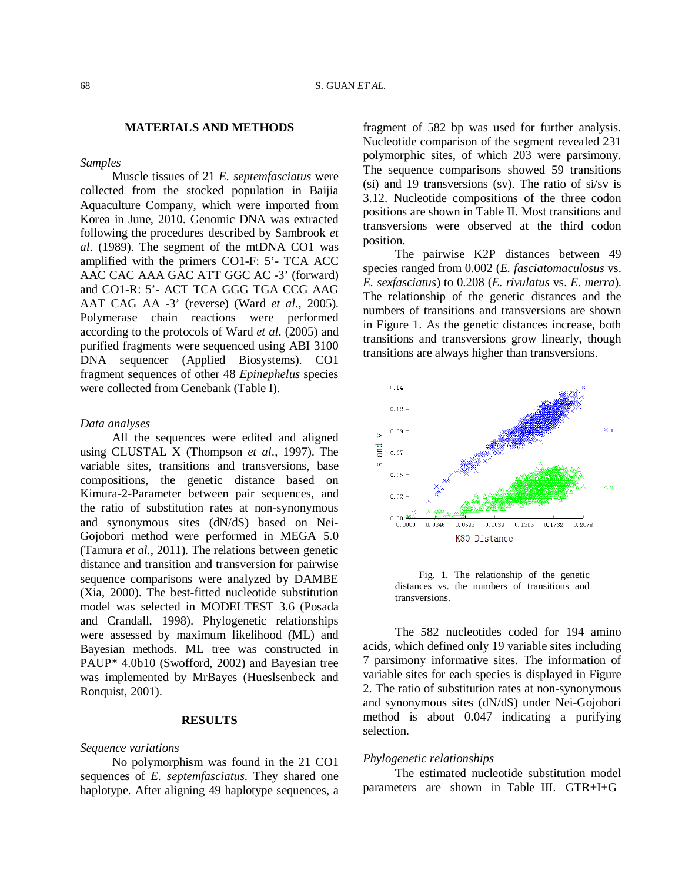## MATERIALS AND METHODS

### *Samples*

Muscle tissues of 21 *E. septemfasciatus* were collected from the stocked population in Baijia Aquaculture Company, which were imported from Korea in June, 2010. Genomic DNA was extracted following the procedures described by Sambrook *et al*. (1989). The segment of the mtDNA CO1 was amplified with the primers CO1-F: 5'- TCA ACC AAC CAC AAA GAC ATT GGC AC -3' (forward) and CO1-R: 5'- ACT TCA GGG TGA CCG AAG AAT CAG AA -3' (reverse) (Ward *et al*., 2005). Polymerase chain reactions were performed according to the protocols of Ward *et al*. (2005) and purified fragments were sequenced using ABI 3100 DNA sequencer (Applied Biosystems). CO1 fragment sequences of other 48 *Epinephelus* species were collected from Genebank (Table I).

### *Data analyses*

All the sequences were edited and aligned using CLUSTAL X (Thompson *et al*., 1997). The variable sites, transitions and transversions, base compositions, the genetic distance based on Kimura-2-Parameter between pair sequences, and the ratio of substitution rates at non-synonymous and synonymous sites (dN/dS) based on Nei-Gojobori method were performed in MEGA 5.0 (Tamura *et al.*, 2011). The relations between genetic distance and transition and transversion for pairwise sequence comparisons were analyzed by DAMBE (Xia, 2000). The best-fitted nucleotide substitution model was selected in MODELTEST 3.6 (Posada and Crandall, 1998). Phylogenetic relationships were assessed by maximum likelihood (ML) and Bayesian methods. ML tree was constructed in PAUP* 4.0b10 (Swofford, 2002) and Bayesian tree was implemented by MrBayes (Hueslsenbeck and Ronquist, 2001).

## RESULTS

### *Sequence variations*

No polymorphism was found in the 21 CO1 sequences of *E. septemfasciatus.* They shared one haplotype. After aligning 49 haplotype sequences, a fragment of 582 bp was used for further analysis. Nucleotide comparison of the segment revealed 231 polymorphic sites, of which 203 were parsimony. The sequence comparisons showed 59 transitions (si) and 19 transversions (sv). The ratio of si/sv is 3.12. Nucleotide compositions of the three codon positions are shown in Table II. Most transitions and transversions were observed at the third codon position.

The pairwise K2P distances between 49 species ranged from 0.002 (*E. fasciatomaculosus* vs. *E. sexfasciatus*) to 0.208 (*E. rivulatus* vs. *E. merra*). The relationship of the genetic distances and the numbers of transitions and transversions are shown in Figure 1. As the genetic distances increase, both transitions and transversions grow linearly, though transitions are always higher than transversions.

Fig. 1. The relationship of the genetic distances vs. the numbers of transitions and transversions.

The 582 nucleotides coded for 194 amino acids, which defined only 19 variable sites including 7 parsimony informative sites. The information of variable sites for each species is displayed in Figure 2. The ratio of substitution rates at non-synonymous and synonymous sites (dN/dS) under Nei-Gojobori method is about 0.047 indicating a purifying selection.

### *Phylogenetic relationships*

The estimated nucleotide substitution model parameters are shown in Table III. GTR+I+G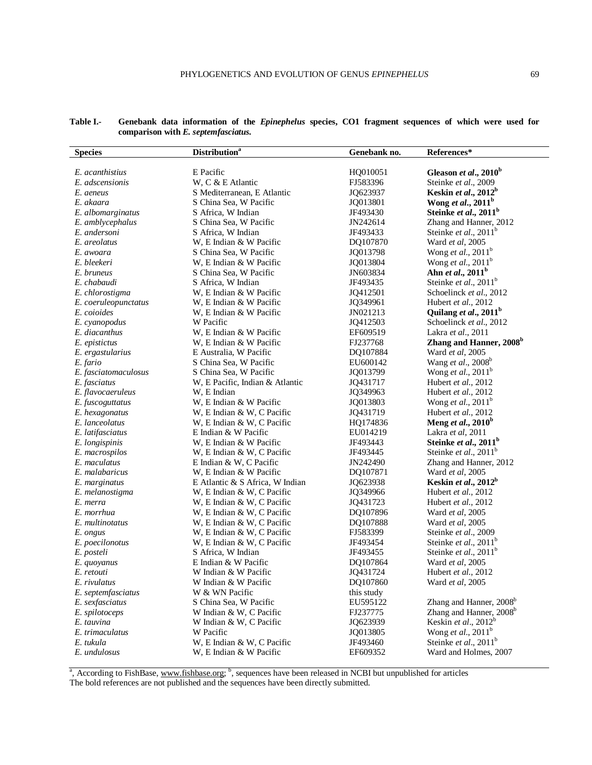**Table I.- Genebank data information of the *Epinephelus* species, CO1 fragment sequences of which were used for comparison with *E. septemfasciatus.***

| Species | Distribution[a] | Genebank no. | References* |
|---|---|---|---|
| *E. acanthistius* | E Pacific | HQ010051 | **Gleason *et al*., 2010[b]** |
| *E. adscensionis* | W, C & E Atlantic | FJ583396 | Steinke *et al*., 2009 |
| *E. aeneus* | S Mediterranean, E Atlantic | JQ623937 | **Keskin *et al*., 2012[b]** |
| *E. akaara* | S China Sea, W Pacific | JQ013801 | **Wong *et al*., 2011[b]** |
| *E. albomarginatus* | S Africa, W Indian | JF493430 | **Steinke *et al*., 2011[b]** |
| *E. amblycephalus* | S China Sea, W Pacific | JN242614 | Zhang and Hanner, 2012 |
| *E. andersoni* | S Africa, W Indian | JF493433 | Steinke *et al*., 2011[b] |
| *E. areolatus* | W, E Indian & W Pacific | DQ107870 | Ward *et al*, 2005 |
| *E. awoara* | S China Sea, W Pacific | JQ013798 | Wong *et al*., 2011[b] |
| *E. bleekeri* | W, E Indian & W Pacific | JQ013804 | Wong *et al*., 2011[b] |
| *E. bruneus* | S China Sea, W Pacific | JN603834 | **Ahn *et al*., 2011[b]** |
| *E. chabaudi* | S Africa, W Indian | JF493435 | Steinke *et al*., 2011[b] |
| *E. chlorostigma* | W, E Indian & W Pacific | JQ412501 | Schoelinck *et al*., 2012 |
| *E. coeruleopunctatus* | W, E Indian & W Pacific | JQ349961 | Hubert *et al*., 2012 |
| *E. coioides* | W, E Indian & W Pacific | JN021213 | **Quilang *et al*., 2011[b]** |
| *E. cyanopodus* | W Pacific | JQ412503 | Schoelinck *et al*., 2012 |
| *E. diacanthus* | W, E Indian & W Pacific | EF609519 | Lakra *et al*., 2011 |
| *E. epistictus* | W, E Indian & W Pacific | FJ237768 | **Zhang and Hanner, 2008[b]** |
| *E. ergastularius* | E Australia, W Pacific | DQ107884 | Ward *et al*, 2005 |
| *E. fario* | S China Sea, W Pacific | EU600142 | Wang *et al*., 2008[b] |
| *E. fasciatomaculosus* | S China Sea, W Pacific | JQ013799 | Wong *et al*., 2011[b] |
| *E. fasciatus* | W, E Pacific, Indian & Atlantic | JQ431717 | Hubert *et al*., 2012 |
| *E. flavocaeruleus* | W, E Indian | JQ349963 | Hubert *et al*., 2012 |
| *E. fuscoguttatus* | W, E Indian & W Pacific | JQ013803 | Wong *et al*., 2011[b] |
| *E. hexagonatus* | W, E Indian & W, C Pacific | JQ431719 | Hubert *et al*., 2012 |
| *E. lanceolatus* | W, E Indian & W, C Pacific | HQ174836 | **Meng *et al*., 2010[b]** |
| *E. latifasciatus* | E Indian & W Pacific | EU014219 | Lakra *et al*, 2011 |
| *E. longispinis* | W, E Indian & W Pacific | JF493443 | **Steinke *et al*., 2011[b]** |
| *E. macrospilos* | W, E Indian & W, C Pacific | JF493445 | Steinke *et al*., 2011[b] |
| *E. maculatus* | E Indian & W, C Pacific | JN242490 | Zhang and Hanner, 2012 |
| *E. malabaricus* | W, E Indian & W Pacific | DQ107871 | Ward *et al*, 2005 |
| *E. marginatus* | E Atlantic & S Africa, W Indian | JQ623938 | **Keskin *et al*., 2012[b]** |
| *E. melanostigma* | W, E Indian & W, C Pacific | JQ349966 | Hubert *et al*., 2012 |
| *E. merra* | W, E Indian & W, C Pacific | JQ431723 | Hubert *et al*., 2012 |
| *E. morrhua* | W, E Indian & W, C Pacific | DQ107896 | Ward *et al*, 2005 |
| *E. multinotatus* | W, E Indian & W, C Pacific | DQ107888 | Ward *et al*, 2005 |
| *E. ongus* | W, E Indian & W, C Pacific | FJ583399 | Steinke *et al*., 2009 |
| *E. poecilonotus* | W, E Indian & W, C Pacific | JF493454 | Steinke *et al*., 2011[b] |
| *E. posteli* | S Africa, W Indian | JF493455 | Steinke *et al*., 2011[b] |
| *E. quoyanus* | E Indian & W Pacific | DQ107864 | Ward *et al*, 2005 |
| *E. retouti* | W Indian & W Pacific | JQ431724 | Hubert *et al*., 2012 |
| *E. rivulatus* | W Indian & W Pacific | DQ107860 | Ward *et al*, 2005 |
| *E. septemfasciatus* | W & WN Pacific | this study | |
| *E. sexfasciatus* | S China Sea, W Pacific | EU595122 | Zhang and Hanner, 2008[b] |
| *E. spilotoceps* | W Indian & W, C Pacific | FJ237775 | Zhang and Hanner, 2008[b] |
| *E. tauvina* | W Indian & W, C Pacific | JQ623939 | Keskin *et al*., 2012[b] |
| *E. trimaculatus* | W Pacific | JQ013805 | Wong *et al*., 2011[b] |
| *E. tukula* | W, E Indian & W, C Pacific | JF493460 | Steinke *et al*., 2011[b] |
| *E. undulosus* | W, E Indian & W Pacific | EF609352 | Ward and Holmes, 2007 |

[a], According to FishBase, www.fishbase.org; [b], sequences have been released in NCBI but unpublished for articles
The bold references are not published and the sequences have been directly submitted.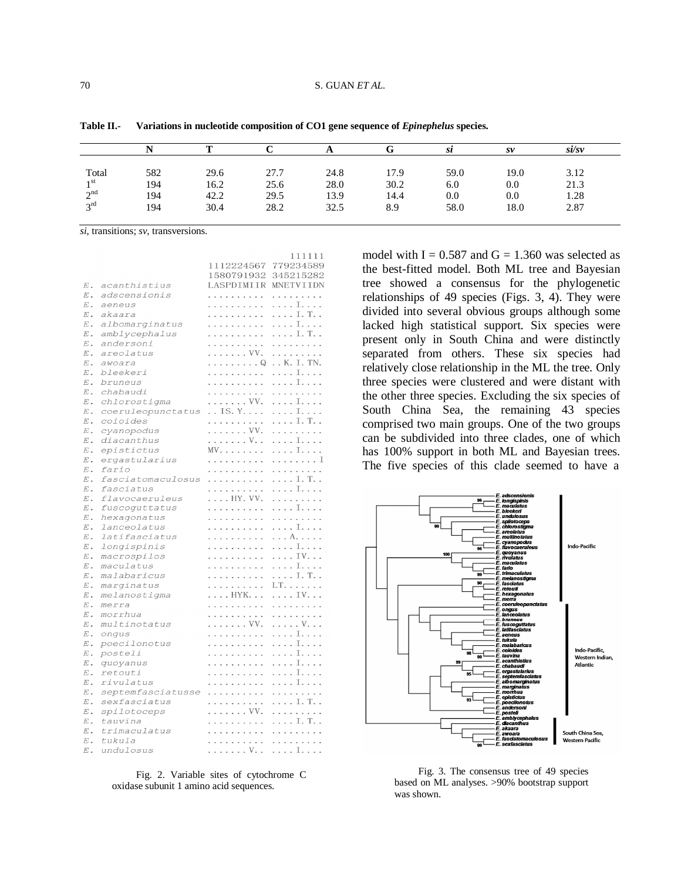**Table II.- Variations in nucleotide composition of CO1 gene sequence of *Epinephelus* species.**

| | N | T | C | A | G | *si* | *sv* | *si/sv* |
|---|---|---|---|---|---|---|---|---|
| Total | 582 | 29.6 | 27.7 | 24.8 | 17.9 | 59.0 | 19.0 | 3.12 |
| 1st | 194 | 16.2 | 25.6 | 28.0 | 30.2 | 6.0 | 0.0 | 21.3 |
| 2nd | 194 | 42.2 | 29.5 | 13.9 | 14.4 | 0.0 | 0.0 | 1.28 |
| 3rd | 194 | 30.4 | 28.2 | 32.5 | 8.9 | 58.0 | 18.0 | 2.87 |

*si*, transitions; *sv*, transversions.

```
                              111111
                   1112224567 779234589
                   1580791932 345215282
E. acanthistius    LASPDIMIIR MNETVIIDN
E. adscensionis    .......... .........
E. aeneus          .......... ....I....
E. akaara          .......... ....I.T..
E. albomarginatus  .......... ....I....
E. amblycephalus   .......... ....I.T..
E. andersoni       .......... .........
E. areolatus       .......VV. .........
E. awoara          .........Q ..K.I.TN.
E. bleekeri        .......... ....I....
E. bruneus         .......... ....I....
E. chabaudi        .......... .........
E. chlorostigma    .......VV. ....I....
E. coeruleopunctatus ..IS.Y.... ....I....
E. coioides        .......... ....I.T..
E. cyanopodus      .......VV. .........
E. diacanthus      .......V.. ....I....
E. epistictus      MV........ ....I....
E. ergastularius   .......... ........I
E. fario           .......... .........
E. fasciatomaculosus .......... ....I.T..
E. fasciatus       .......... ....I....
E. flavocaeruleus  ....HY.VV. .........
E. fuscoguttatus   .......... ....I....
E. hexagonatus     .......... .........
E. lanceolatus     .......... ....I....
E. latifasciatus   .......... ...A.....
E. longispinis     .......... ....I....
E. macrospilos     .......... ....IV...
E. maculatus       .......... ....I....
E. malabaricus     .......... ....I.T..
E. marginatus      .......... LT.......
E. melanostigma    ....HYK... ....IV...
E. merra           .......... .........
E. morrhua         .......... .........
E. multinotatus    .......VV. .....V...
E. ongus           .......... ....I....
E. poecilonotus    .......... ....I....
E. posteli         .......... ....I....
E. quoyanus        .......... ....I....
E. retouti         .......... ....I....
E. rivulatus       .......... ....I....
E. septemfasciatusse .......... .........
E. sexfasciatus    .......... ....I.T..
E. spilotoceps     .......VV. .........
E. tauvina         .......... ....I.T..
E. trimaculatus    .......... .........
E. tukula          .......... .........
E. undulosus       .......V.. ....I....
```

Fig. 2. Variable sites of cytochrome C oxidase subunit 1 amino acid sequences.

model with I = 0.587 and G = 1.360 was selected as the best-fitted model. Both ML tree and Bayesian tree showed a consensus for the phylogenetic relationships of 49 species (Figs. 3, 4). They were divided into several obvious groups although some lacked high statistical support. Six species were present only in South China and were distinctly separated from others. These six species had relatively close relationship in the ML the tree. Only three species were clustered and were distant with the other three species. Excluding the six species of South China Sea, the remaining 43 species comprised two main groups. One of the two groups can be subdivided into three clades, one of which has 100% support in both ML and Bayesian trees. The five species of this clade seemed to have a

Fig. 3. The consensus tree of 49 species based on ML analyses. >90% bootstrap support was shown.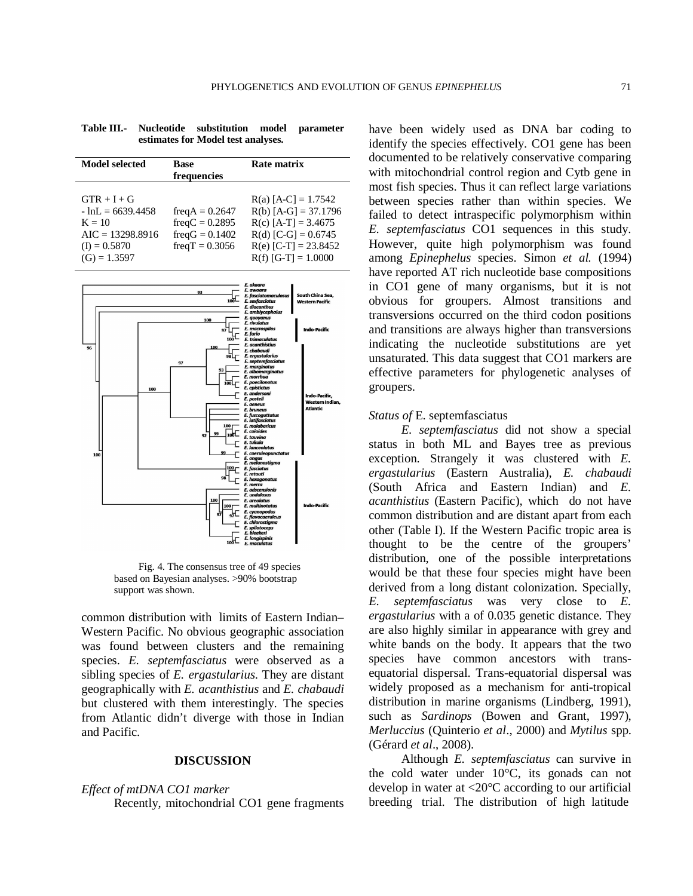**Table III.- Nucleotide substitution model parameter estimates for Model test analyses.**

| Model selected | Base frequencies | Rate matrix |
|---|---|---|
| GTR + I + G<br>- lnL = 6639.4458<br>K = 10<br>AIC = 13298.8916<br>(I) = 0.5870<br>(G) = 1.3597 | freqA = 0.2647<br>freqC = 0.2895<br>freqG = 0.1402<br>freqT = 0.3056 | R(a) [A-C] = 1.7542<br>R(b) [A-G] = 37.1796<br>R(c) [A-T] = 3.4675<br>R(d) [C-G] = 0.6745<br>R(e) [C-T] = 23.8452<br>R(f) [G-T] = 1.0000 |

Fig. 4. The consensus tree of 49 species based on Bayesian analyses. >90% bootstrap support was shown.

common distribution with limits of Eastern Indian–Western Pacific. No obvious geographic association was found between clusters and the remaining species. *E. septemfasciatus* were observed as a sibling species of *E. ergastularius*. They are distant geographically with *E. acanthistius* and *E. chabaudi* but clustered with them interestingly. The species from Atlantic didn't diverge with those in Indian and Pacific.

## DISCUSSION

### *Effect of mtDNA CO1 marker*

Recently, mitochondrial CO1 gene fragments have been widely used as DNA bar coding to identify the species effectively. CO1 gene has been documented to be relatively conservative comparing with mitochondrial control region and Cytb gene in most fish species. Thus it can reflect large variations between species rather than within species. We failed to detect intraspecific polymorphism within *E. septemfasciatus* CO1 sequences in this study. However, quite high polymorphism was found among *Epinephelus* species. Simon *et al.* (1994) have reported AT rich nucleotide base compositions in CO1 gene of many organisms, but it is not obvious for groupers. Almost transitions and transversions occurred on the third codon positions and transitions are always higher than transversions indicating the nucleotide substitutions are yet unsaturated. This data suggest that CO1 markers are effective parameters for phylogenetic analyses of groupers.

### *Status of* E. septemfasciatus

*E. septemfasciatus* did not show a special status in both ML and Bayes tree as previous exception. Strangely it was clustered with *E. ergastularius* (Eastern Australia), *E. chabaudi* (South Africa and Eastern Indian) and *E. acanthistius* (Eastern Pacific), which do not have common distribution and are distant apart from each other (Table I). If the Western Pacific tropic area is thought to be the centre of the groupers' distribution, one of the possible interpretations would be that these four species might have been derived from a long distant colonization. Specially, *E. septemfasciatus* was very close to *E. ergastularius* with a of 0.035 genetic distance. They are also highly similar in appearance with grey and white bands on the body. It appears that the two species have common ancestors with trans-equatorial dispersal. Trans-equatorial dispersal was widely proposed as a mechanism for anti-tropical distribution in marine organisms (Lindberg, 1991), such as *Sardinops* (Bowen and Grant, 1997), *Merluccius* (Quinterio *et al*., 2000) and *Mytilus* spp. (Gérard *et al*., 2008).

Although *E. septemfasciatus* can survive in the cold water under 10°C, its gonads can not develop in water at <20°C according to our artificial breeding trial. The distribution of high latitude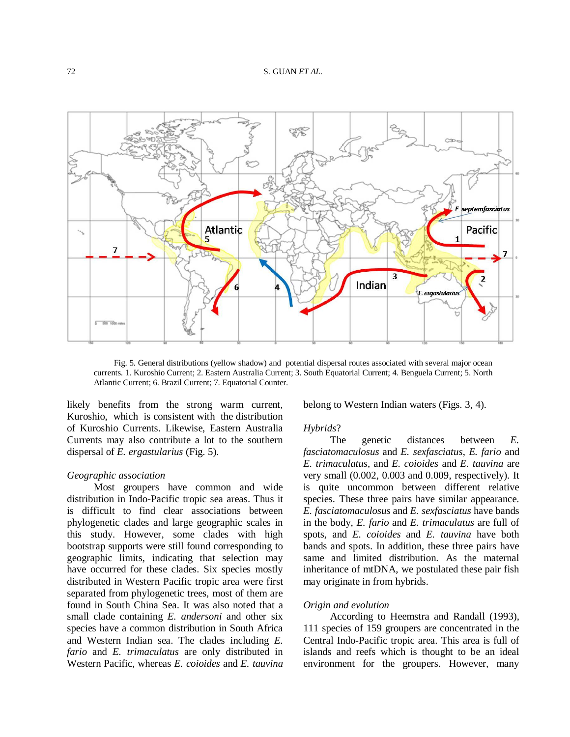Fig. 5. General distributions (yellow shadow) and potential dispersal routes associated with several major ocean currents. 1. Kuroshio Current; 2. Eastern Australia Current; 3. South Equatorial Current; 4. Benguela Current; 5. North Atlantic Current; 6. Brazil Current; 7. Equatorial Counter.

likely benefits from the strong warm current, Kuroshio, which is consistent with the distribution of Kuroshio Currents. Likewise, Eastern Australia Currents may also contribute a lot to the southern dispersal of *E. ergastularius* (Fig. 5).

*Geographic association*

Most groupers have common and wide distribution in Indo-Pacific tropic sea areas. Thus it is difficult to find clear associations between phylogenetic clades and large geographic scales in this study. However, some clades with high bootstrap supports were still found corresponding to geographic limits, indicating that selection may have occurred for these clades. Six species mostly distributed in Western Pacific tropic area were first separated from phylogenetic trees, most of them are found in South China Sea. It was also noted that a small clade containing *E. andersoni* and other six species have a common distribution in South Africa and Western Indian sea. The clades including *E. fario* and *E. trimaculatus* are only distributed in Western Pacific, whereas *E. coioides* and *E. tauvina* belong to Western Indian waters (Figs. 3, 4).

*Hybrids*?

The genetic distances between *E. fasciatomaculosus* and *E. sexfasciatus*, *E. fario* and *E. trimaculatus*, and *E. coioides* and *E. tauvina* are very small (0.002, 0.003 and 0.009, respectively). It is quite uncommon between different relative species. These three pairs have similar appearance. *E. fasciatomaculosus* and *E. sexfasciatus* have bands in the body, *E. fario* and *E. trimaculatus* are full of spots, and *E. coioides* and *E. tauvina* have both bands and spots. In addition, these three pairs have same and limited distribution. As the maternal inheritance of mtDNA, we postulated these pair fish may originate in from hybrids.

*Origin and evolution*

According to Heemstra and Randall (1993), 111 species of 159 groupers are concentrated in the Central Indo-Pacific tropic area. This area is full of islands and reefs which is thought to be an ideal environment for the groupers. However, many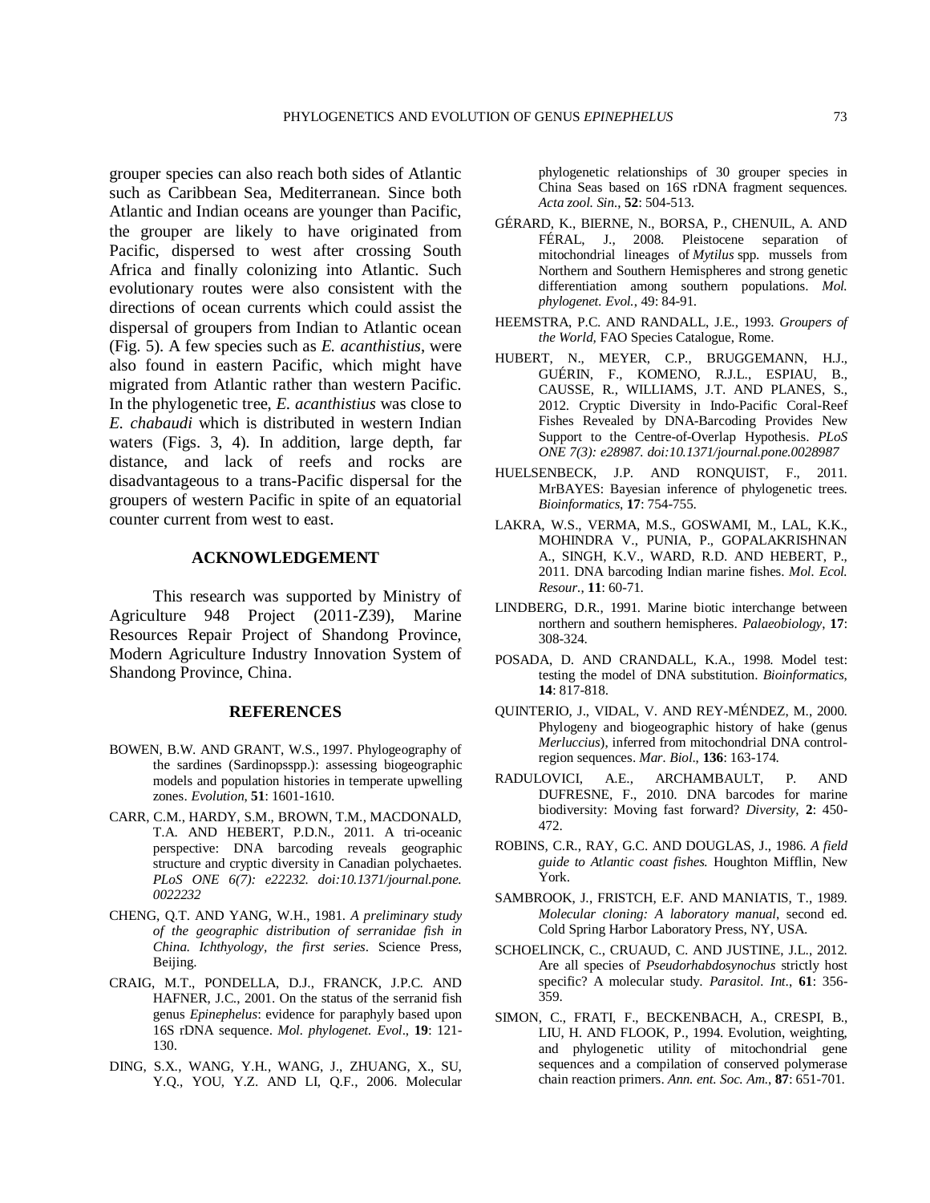grouper species can also reach both sides of Atlantic such as Caribbean Sea, Mediterranean. Since both Atlantic and Indian oceans are younger than Pacific, the grouper are likely to have originated from Pacific, dispersed to west after crossing South Africa and finally colonizing into Atlantic. Such evolutionary routes were also consistent with the directions of ocean currents which could assist the dispersal of groupers from Indian to Atlantic ocean (Fig. 5). A few species such as *E. acanthistius*, were also found in eastern Pacific, which might have migrated from Atlantic rather than western Pacific. In the phylogenetic tree, *E. acanthistius* was close to *E. chabaudi* which is distributed in western Indian waters (Figs. 3, 4). In addition, large depth, far distance, and lack of reefs and rocks are disadvantageous to a trans-Pacific dispersal for the groupers of western Pacific in spite of an equatorial counter current from west to east.

## ACKNOWLEDGEMENT

This research was supported by Ministry of Agriculture 948 Project (2011-Z39), Marine Resources Repair Project of Shandong Province, Modern Agriculture Industry Innovation System of Shandong Province, China.

## REFERENCES

BOWEN, B.W. AND GRANT, W.S., 1997. Phylogeography of the sardines (Sardinopsspp.): assessing biogeographic models and population histories in temperate upwelling zones. *Evolution*, **51**: 1601-1610.

CARR, C.M., HARDY, S.M., BROWN, T.M., MACDONALD, T.A. AND HEBERT, P.D.N., 2011. A tri-oceanic perspective: DNA barcoding reveals geographic structure and cryptic diversity in Canadian polychaetes. *PLoS ONE 6(7): e22232. doi:10.1371/journal.pone. 0022232*

CHENG, Q.T. AND YANG, W.H., 1981. *A preliminary study of the geographic distribution of serranidae fish in China. Ichthyology, the first series*. Science Press, Beijing.

CRAIG, M.T., PONDELLA, D.J., FRANCK, J.P.C. AND HAFNER, J.C., 2001. On the status of the serranid fish genus *Epinephelus*: evidence for paraphyly based upon 16S rDNA sequence. *Mol. phylogenet. Evol*., **19**: 121-130.

DING, S.X., WANG, Y.H., WANG, J., ZHUANG, X., SU, Y.Q., YOU, Y.Z. AND LI, Q.F., 2006. Molecular phylogenetic relationships of 30 grouper species in China Seas based on 16S rDNA fragment sequences. *Acta zool. Sin*., **52**: 504-513.

GÉRARD, K., BIERNE, N., BORSA, P., CHENUIL, A. AND FÉRAL, J., 2008. Pleistocene separation of mitochondrial lineages of *Mytilus* spp. mussels from Northern and Southern Hemispheres and strong genetic differentiation among southern populations. *Mol. phylogenet. Evol.*, 49: 84-91.

HEEMSTRA, P.C. AND RANDALL, J.E., 1993. *Groupers of the World*, FAO Species Catalogue, Rome.

HUBERT, N., MEYER, C.P., BRUGGEMANN, H.J., GUÉRIN, F., KOMENO, R.J.L., ESPIAU, B., CAUSSE, R., WILLIAMS, J.T. AND PLANES, S., 2012. Cryptic Diversity in Indo-Pacific Coral-Reef Fishes Revealed by DNA-Barcoding Provides New Support to the Centre-of-Overlap Hypothesis. *PLoS ONE 7(3): e28987. doi:10.1371/journal.pone.0028987*

HUELSENBECK, J.P. AND RONQUIST, F., 2011. MrBAYES: Bayesian inference of phylogenetic trees. *Bioinformatics*, **17**: 754-755.

LAKRA, W.S., VERMA, M.S., GOSWAMI, M., LAL, K.K., MOHINDRA V., PUNIA, P., GOPALAKRISHNAN A., SINGH, K.V., WARD, R.D. AND HEBERT, P., 2011. DNA barcoding Indian marine fishes. *Mol. Ecol. Resour.*, **11**: 60-71.

LINDBERG, D.R., 1991. Marine biotic interchange between northern and southern hemispheres. *Palaeobiology*, **17**: 308-324.

POSADA, D. AND CRANDALL, K.A., 1998. Model test: testing the model of DNA substitution. *Bioinformatics*, **14**: 817-818.

QUINTERIO, J., VIDAL, V. AND REY-MÉNDEZ, M., 2000. Phylogeny and biogeographic history of hake (genus *Merluccius*), inferred from mitochondrial DNA control-region sequences. *Mar. Biol*., **136**: 163-174.

RADULOVICI, A.E., ARCHAMBAULT, P. AND DUFRESNE, F., 2010. DNA barcodes for marine biodiversity: Moving fast forward? *Diversity*, **2**: 450-472.

ROBINS, C.R., RAY, G.C. AND DOUGLAS, J., 1986. *A field guide to Atlantic coast fishes.* Houghton Mifflin, New York.

SAMBROOK, J., FRISTCH, E.F. AND MANIATIS, T., 1989. *Molecular cloning: A laboratory manual*, second ed. Cold Spring Harbor Laboratory Press, NY, USA.

SCHOELINCK, C., CRUAUD, C. AND JUSTINE, J.L., 2012. Are all species of *Pseudorhabdosynochus* strictly host specific? A molecular study. *Parasitol. Int*., **61**: 356-359.

SIMON, C., FRATI, F., BECKENBACH, A., CRESPI, B., LIU, H. AND FLOOK, P., 1994. Evolution, weighting, and phylogenetic utility of mitochondrial gene sequences and a compilation of conserved polymerase chain reaction primers. *Ann. ent. Soc. Am.*, **87**: 651-701.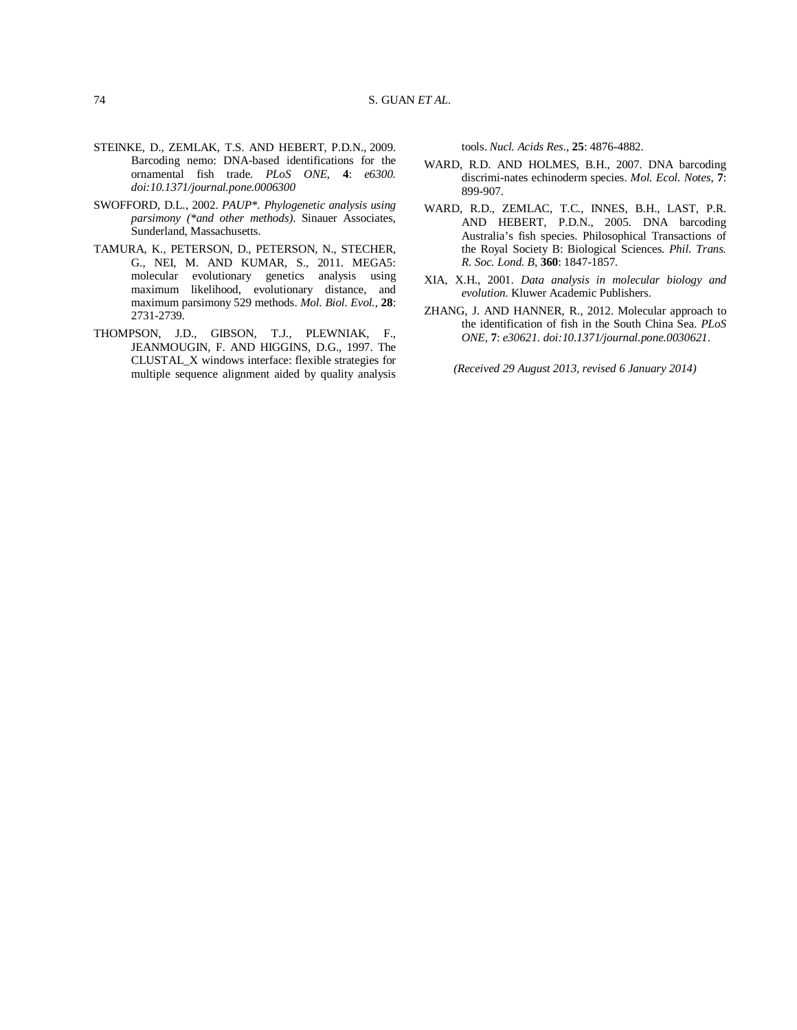STEINKE, D., ZEMLAK, T.S. AND HEBERT, P.D.N., 2009. Barcoding nemo: DNA-based identifications for the ornamental fish trade. *PLoS ONE,* **4**: *e6300. doi:10.1371/journal.pone.0006300*

SWOFFORD, D.L., 2002. *PAUP*\*. *Phylogenetic analysis using parsimony (\*and other methods)*. Sinauer Associates, Sunderland, Massachusetts.

TAMURA, K., PETERSON, D., PETERSON, N., STECHER, G., NEI, M. AND KUMAR, S., 2011. MEGA5: molecular evolutionary genetics analysis using maximum likelihood, evolutionary distance, and maximum parsimony 529 methods. *Mol. Biol. Evol.*, **28**: 2731-2739.

THOMPSON, J.D., GIBSON, T.J., PLEWNIAK, F., JEANMOUGIN, F. AND HIGGINS, D.G., 1997. The CLUSTAL_X windows interface: flexible strategies for multiple sequence alignment aided by quality analysis tools. *Nucl. Acids Res.*, **25**: 4876-4882.

WARD, R.D. AND HOLMES, B.H., 2007. DNA barcoding discrimi-nates echinoderm species. *Mol. Ecol. Notes,* **7**: 899-907.

WARD, R.D., ZEMLAC, T.C., INNES, B.H., LAST, P.R. AND HEBERT, P.D.N., 2005. DNA barcoding Australia's fish species. Philosophical Transactions of the Royal Society B: Biological Sciences. *Phil. Trans. R. Soc. Lond. B,* **360**: 1847-1857.

XIA, X.H., 2001. *Data analysis in molecular biology and evolution.* Kluwer Academic Publishers.

ZHANG, J. AND HANNER, R., 2012. Molecular approach to the identification of fish in the South China Sea. *PLoS ONE,* **7**: *e30621. doi:10.1371/journal.pone.0030621*.

*(Received 29 August 2013, revised 6 January 2014)*